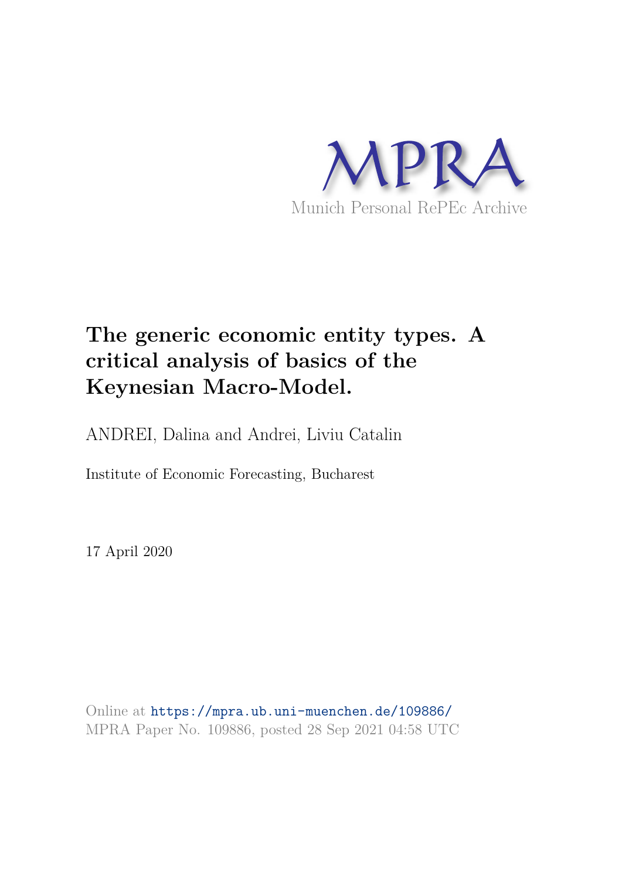MPRA

Munich Personal RePEc Archive

# The generic economic entity types. A critical analysis of basics of the Keynesian Macro-Model.

ANDREI, Dalina and Andrei, Liviu Catalin

Institute of Economic Forecasting, Bucharest

17 April 2020

Online at https://mpra.ub.uni-muenchen.de/109886/
MPRA Paper No. 109886, posted 28 Sep 2021 04:58 UTC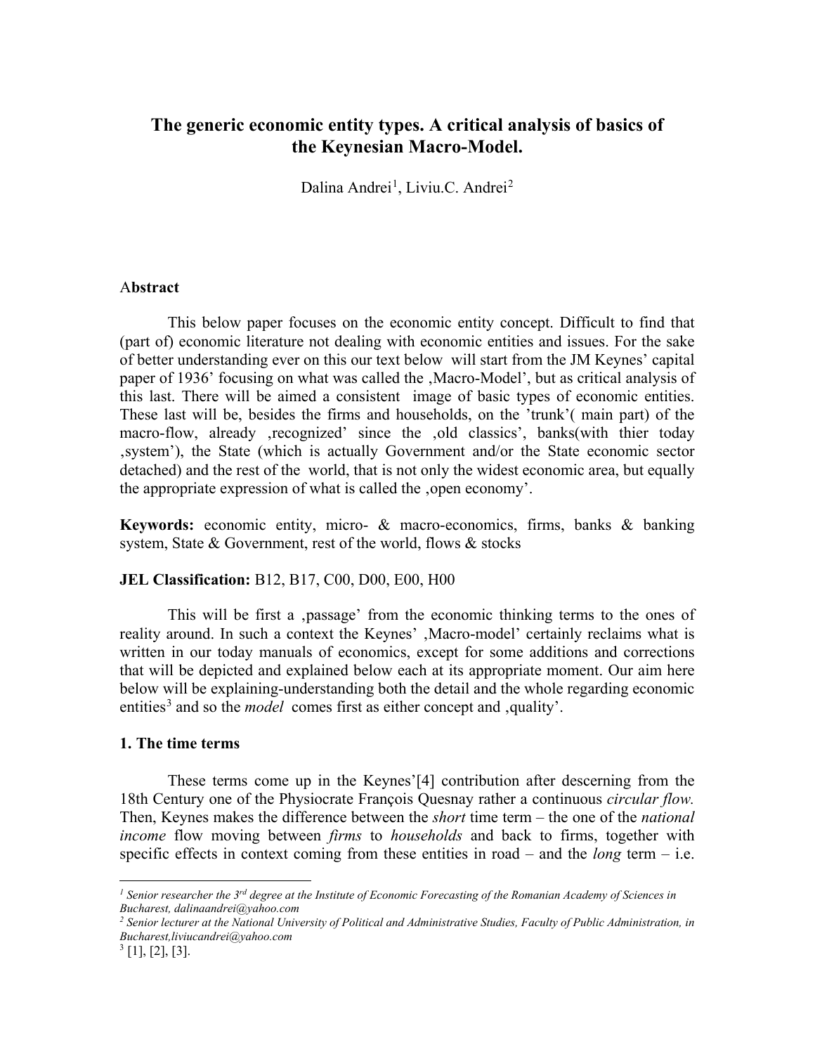# The generic economic entity types. A critical analysis of basics of the Keynesian Macro-Model.

Dalina Andrei[1], Liviu.C. Andrei[2]

### Abstract

This below paper focuses on the economic entity concept. Difficult to find that (part of) economic literature not dealing with economic entities and issues. For the sake of better understanding ever on this our text below will start from the JM Keynes' capital paper of 1936' focusing on what was called the ‚Macro-Model', but as critical analysis of this last. There will be aimed a consistent image of basic types of economic entities. These last will be, besides the firms and households, on the 'trunk'( main part) of the macro-flow, already ‚recognized' since the ‚old classics', banks(with thier today ‚system'), the State (which is actually Government and/or the State economic sector detached) and the rest of the world, that is not only the widest economic area, but equally the appropriate expression of what is called the ‚open economy'.

**Keywords:** economic entity, micro- & macro-economics, firms, banks & banking system, State & Government, rest of the world, flows & stocks

**JEL Classification:** B12, B17, C00, D00, E00, H00

This will be first a ‚passage' from the economic thinking terms to the ones of reality around. In such a context the Keynes' ‚Macro-model' certainly reclaims what is written in our today manuals of economics, except for some additions and corrections that will be depicted and explained below each at its appropriate moment. Our aim here below will be explaining-understanding both the detail and the whole regarding economic entities[3] and so the *model* comes first as either concept and ‚quality'.

### 1. The time terms

These terms come up in the Keynes'[4] contribution after descerning from the 18th Century one of the Physiocrate François Quesnay rather a continuous *circular flow.* Then, Keynes makes the difference between the *short* time term – the one of the *national income* flow moving between *firms* to *households* and back to firms, together with specific effects in context coming from these entities in road – and the *long* term – i.e.

---

[1] *Senior researcher the 3rd degree at the Institute of Economic Forecasting of the Romanian Academy of Sciences in Bucharest, dalinaandrei@yahoo.com*

[2] *Senior lecturer at the National University of Political and Administrative Studies, Faculty of Public Administration, in Bucharest,liviucandrei@yahoo.com*

[3] [1], [2], [3].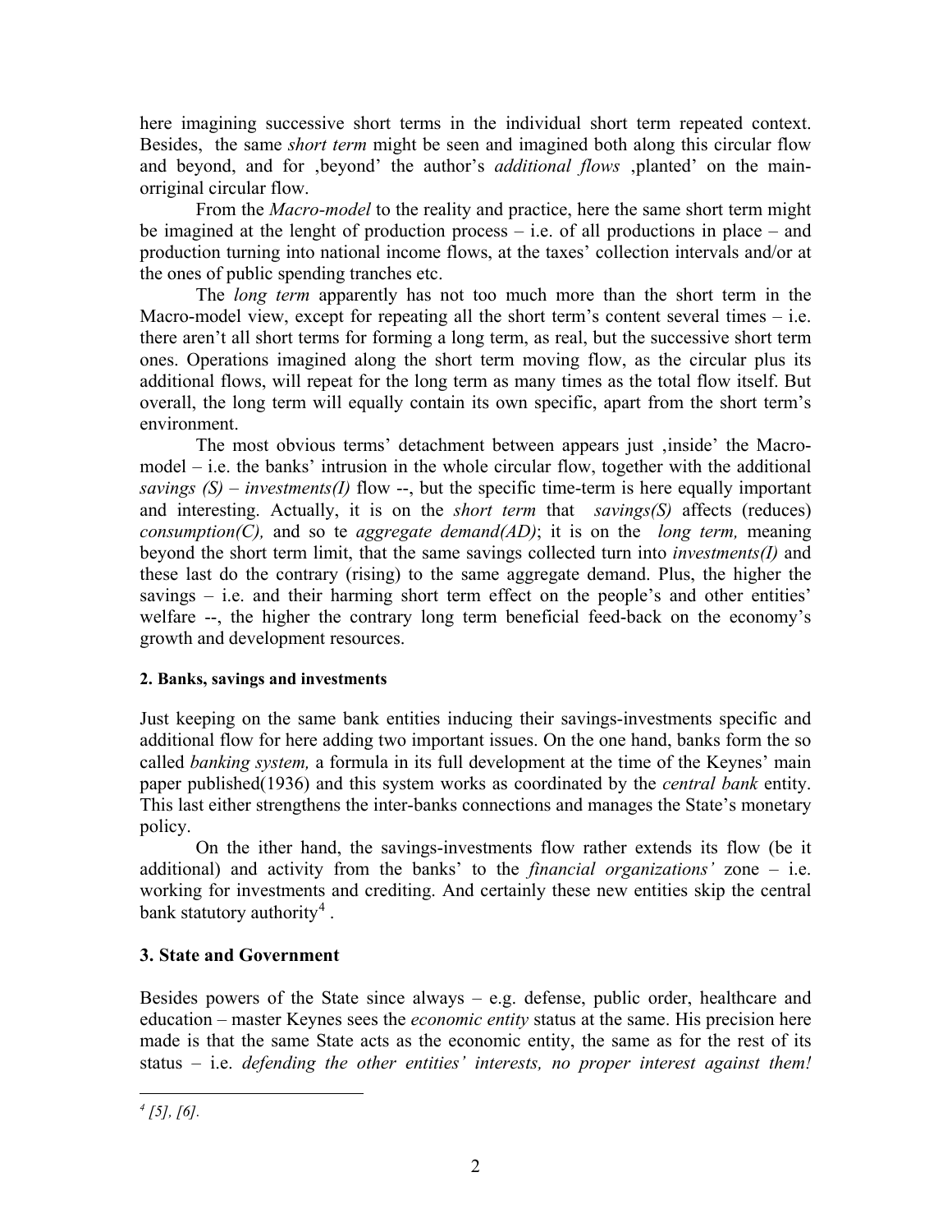here imagining successive short terms in the individual short term repeated context. Besides, the same *short term* might be seen and imagined both along this circular flow and beyond, and for ‚beyond' the author's *additional flows* ‚planted' on the main-orriginal circular flow.

From the *Macro-model* to the reality and practice, here the same short term might be imagined at the lenght of production process – i.e. of all productions in place – and production turning into national income flows, at the taxes' collection intervals and/or at the ones of public spending tranches etc.

The *long term* apparently has not too much more than the short term in the Macro-model view, except for repeating all the short term's content several times – i.e. there aren't all short terms for forming a long term, as real, but the successive short term ones. Operations imagined along the short term moving flow, as the circular plus its additional flows, will repeat for the long term as many times as the total flow itself. But overall, the long term will equally contain its own specific, apart from the short term's environment.

The most obvious terms' detachment between appears just ‚inside' the Macro-model – i.e. the banks' intrusion in the whole circular flow, together with the additional *savings (S) – investments(I)* flow --, but the specific time-term is here equally important and interesting. Actually, it is on the *short term* that *savings(S)* affects (reduces) *consumption(C),* and so te *aggregate demand(AD)*; it is on the *long term,* meaning beyond the short term limit, that the same savings collected turn into *investments(I)* and these last do the contrary (rising) to the same aggregate demand. Plus, the higher the savings – i.e. and their harming short term effect on the people's and other entities' welfare --, the higher the contrary long term beneficial feed-back on the economy's growth and development resources.

#### 2. Banks, savings and investments

Just keeping on the same bank entities inducing their savings-investments specific and additional flow for here adding two important issues. On the one hand, banks form the so called *banking system,* a formula in its full development at the time of the Keynes' main paper published(1936) and this system works as coordinated by the *central bank* entity. This last either strengthens the inter-banks connections and manages the State's monetary policy.

On the ither hand, the savings-investments flow rather extends its flow (be it additional) and activity from the banks' to the *financial organizations'* zone – i.e. working for investments and crediting. And certainly these new entities skip the central bank statutory authority[4] .

### 3. State and Government

Besides powers of the State since always – e.g. defense, public order, healthcare and education – master Keynes sees the *economic entity* status at the same. His precision here made is that the same State acts as the economic entity, the same as for the rest of its status – i.e. *defending the other entities' interests, no proper interest against them!*

---

[4] *[5], [6].*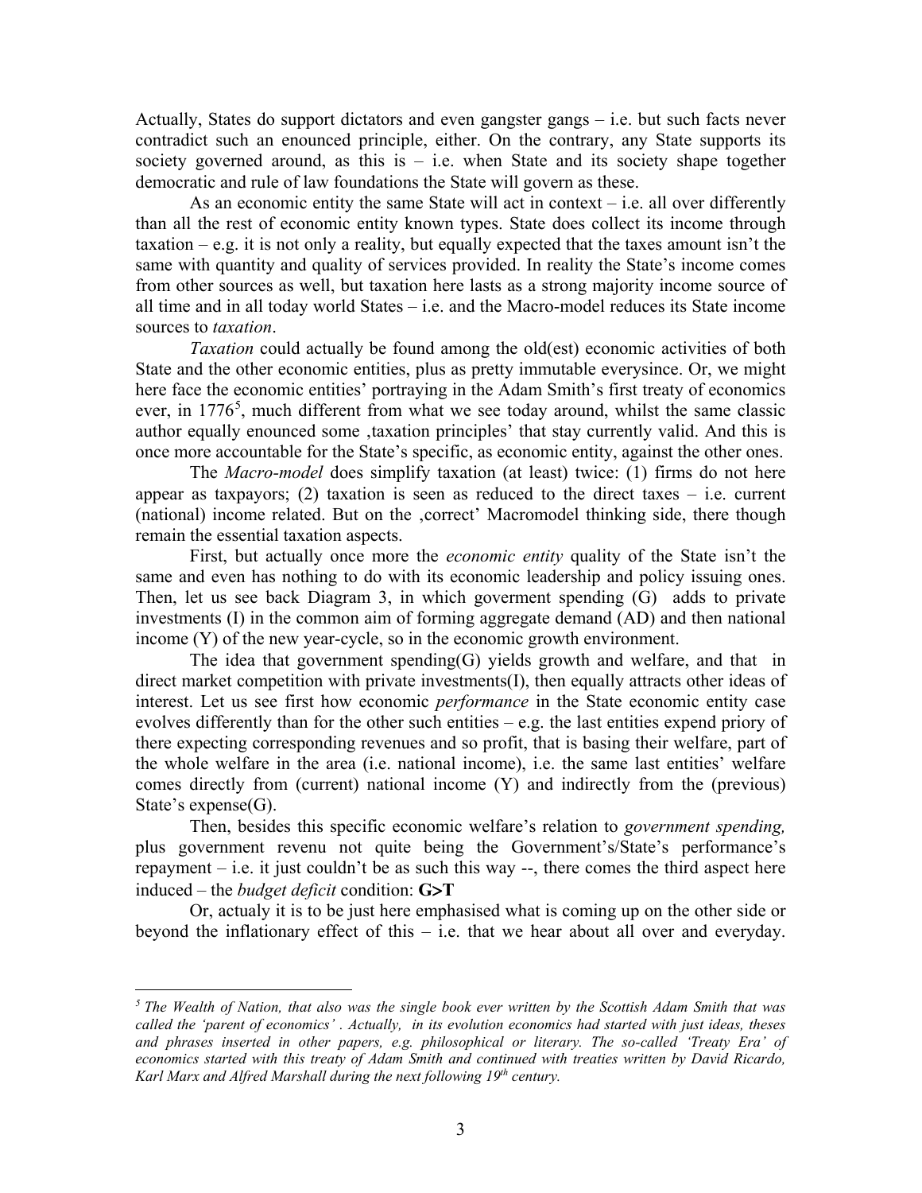Actually, States do support dictators and even gangster gangs – i.e. but such facts never contradict such an enounced principle, either. On the contrary, any State supports its society governed around, as this is – i.e. when State and its society shape together democratic and rule of law foundations the State will govern as these.

As an economic entity the same State will act in context – i.e. all over differently than all the rest of economic entity known types. State does collect its income through taxation – e.g. it is not only a reality, but equally expected that the taxes amount isn't the same with quantity and quality of services provided. In reality the State's income comes from other sources as well, but taxation here lasts as a strong majority income source of all time and in all today world States – i.e. and the Macro-model reduces its State income sources to *taxation*.

*Taxation* could actually be found among the old(est) economic activities of both State and the other economic entities, plus as pretty immutable everysince. Or, we might here face the economic entities' portraying in the Adam Smith's first treaty of economics ever, in 1776[5], much different from what we see today around, whilst the same classic author equally enounced some ‚taxation principles' that stay currently valid. And this is once more accountable for the State's specific, as economic entity, against the other ones.

The *Macro-model* does simplify taxation (at least) twice: (1) firms do not here appear as taxpayors; (2) taxation is seen as reduced to the direct taxes – i.e. current (national) income related. But on the ‚correct' Macromodel thinking side, there though remain the essential taxation aspects.

First, but actually once more the *economic entity* quality of the State isn't the same and even has nothing to do with its economic leadership and policy issuing ones. Then, let us see back Diagram 3, in which goverment spending (G) adds to private investments (I) in the common aim of forming aggregate demand (AD) and then national income (Y) of the new year-cycle, so in the economic growth environment.

The idea that government spending(G) yields growth and welfare, and that in direct market competition with private investments(I), then equally attracts other ideas of interest. Let us see first how economic *performance* in the State economic entity case evolves differently than for the other such entities – e.g. the last entities expend priory of there expecting corresponding revenues and so profit, that is basing their welfare, part of the whole welfare in the area (i.e. national income), i.e. the same last entities' welfare comes directly from (current) national income (Y) and indirectly from the (previous) State's expense(G).

Then, besides this specific economic welfare's relation to *government spending,* plus government revenu not quite being the Government's/State's performance's repayment – i.e. it just couldn't be as such this way --, there comes the third aspect here induced – the *budget deficit* condition: **G>T**

Or, actualy it is to be just here emphasised what is coming up on the other side or beyond the inflationary effect of this – i.e. that we hear about all over and everyday.

---

*[5] The Wealth of Nation, that also was the single book ever written by the Scottish Adam Smith that was called the 'parent of economics' . Actually, in its evolution economics had started with just ideas, theses and phrases inserted in other papers, e.g. philosophical or literary. The so-called 'Treaty Era' of economics started with this treaty of Adam Smith and continued with treaties written by David Ricardo, Karl Marx and Alfred Marshall during the next following 19th century.*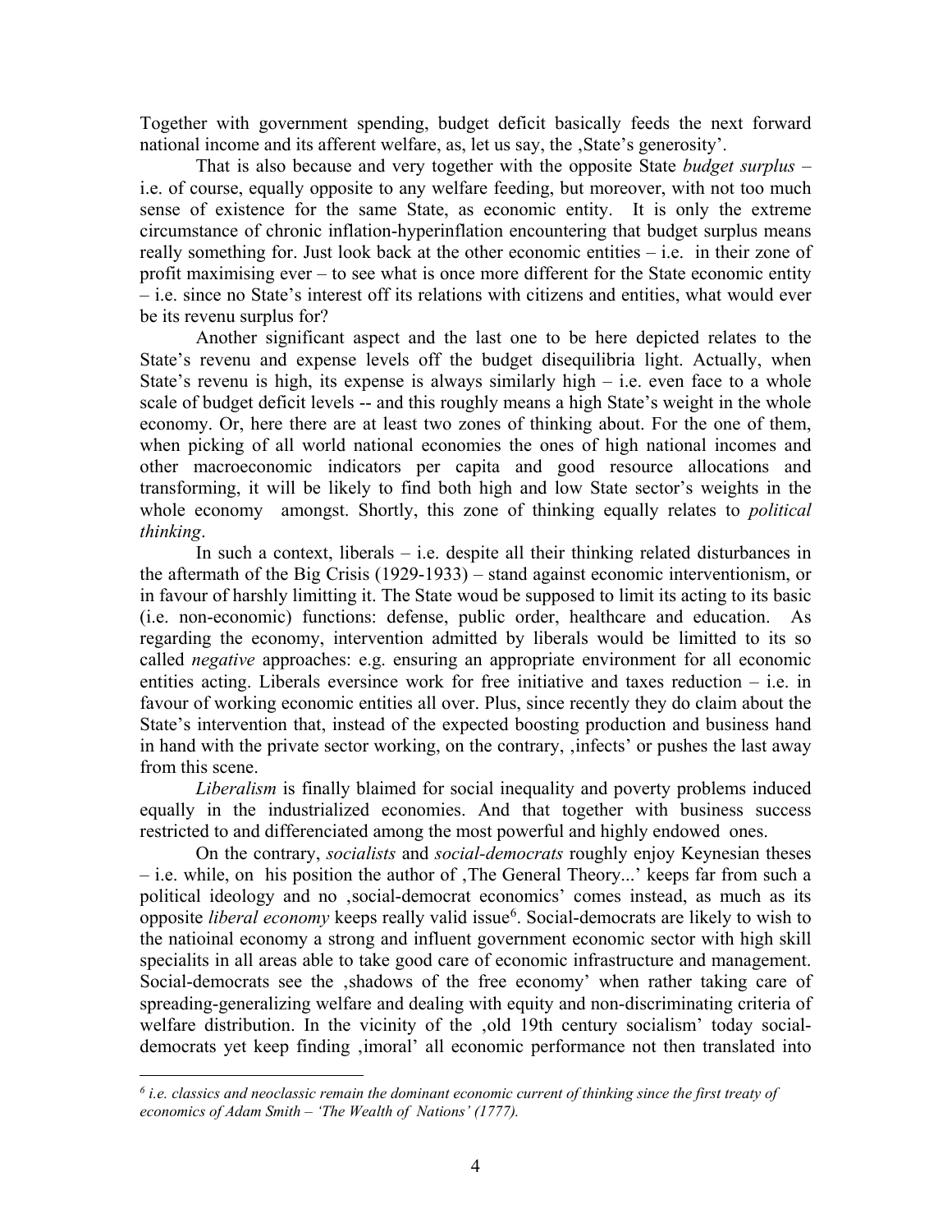Together with government spending, budget deficit basically feeds the next forward national income and its afferent welfare, as, let us say, the ‚State's generosity'.

That is also because and very together with the opposite State *budget surplus* – i.e. of course, equally opposite to any welfare feeding, but moreover, with not too much sense of existence for the same State, as economic entity. It is only the extreme circumstance of chronic inflation-hyperinflation encountering that budget surplus means really something for. Just look back at the other economic entities – i.e. in their zone of profit maximising ever – to see what is once more different for the State economic entity – i.e. since no State's interest off its relations with citizens and entities, what would ever be its revenu surplus for?

Another significant aspect and the last one to be here depicted relates to the State's revenu and expense levels off the budget disequilibria light. Actually, when State's revenu is high, its expense is always similarly high – i.e. even face to a whole scale of budget deficit levels -- and this roughly means a high State's weight in the whole economy. Or, here there are at least two zones of thinking about. For the one of them, when picking of all world national economies the ones of high national incomes and other macroeconomic indicators per capita and good resource allocations and transforming, it will be likely to find both high and low State sector's weights in the whole economy amongst. Shortly, this zone of thinking equally relates to *political thinking*.

In such a context, liberals – i.e. despite all their thinking related disturbances in the aftermath of the Big Crisis (1929-1933) – stand against economic interventionism, or in favour of harshly limitting it. The State woud be supposed to limit its acting to its basic (i.e. non-economic) functions: defense, public order, healthcare and education. As regarding the economy, intervention admitted by liberals would be limitted to its so called *negative* approaches: e.g. ensuring an appropriate environment for all economic entities acting. Liberals eversince work for free initiative and taxes reduction – i.e. in favour of working economic entities all over. Plus, since recently they do claim about the State's intervention that, instead of the expected boosting production and business hand in hand with the private sector working, on the contrary, ‚infects' or pushes the last away from this scene.

*Liberalism* is finally blaimed for social inequality and poverty problems induced equally in the industrialized economies. And that together with business success restricted to and differenciated among the most powerful and highly endowed ones.

On the contrary, *socialists* and *social-democrats* roughly enjoy Keynesian theses – i.e. while, on his position the author of ‚The General Theory...' keeps far from such a political ideology and no ‚social-democrat economics' comes instead, as much as its opposite *liberal economy* keeps really valid issue[6]. Social-democrats are likely to wish to the natioinal economy a strong and influent government economic sector with high skill specialits in all areas able to take good care of economic infrastructure and management. Social-democrats see the ‚shadows of the free economy' when rather taking care of spreading-generalizing welfare and dealing with equity and non-discriminating criteria of welfare distribution. In the vicinity of the ‚old 19th century socialism' today social-democrats yet keep finding ‚imoral' all economic performance not then translated into

---

[6] *i.e. classics and neoclassic remain the dominant economic current of thinking since the first treaty of economics of Adam Smith – 'The Wealth of Nations' (1777).*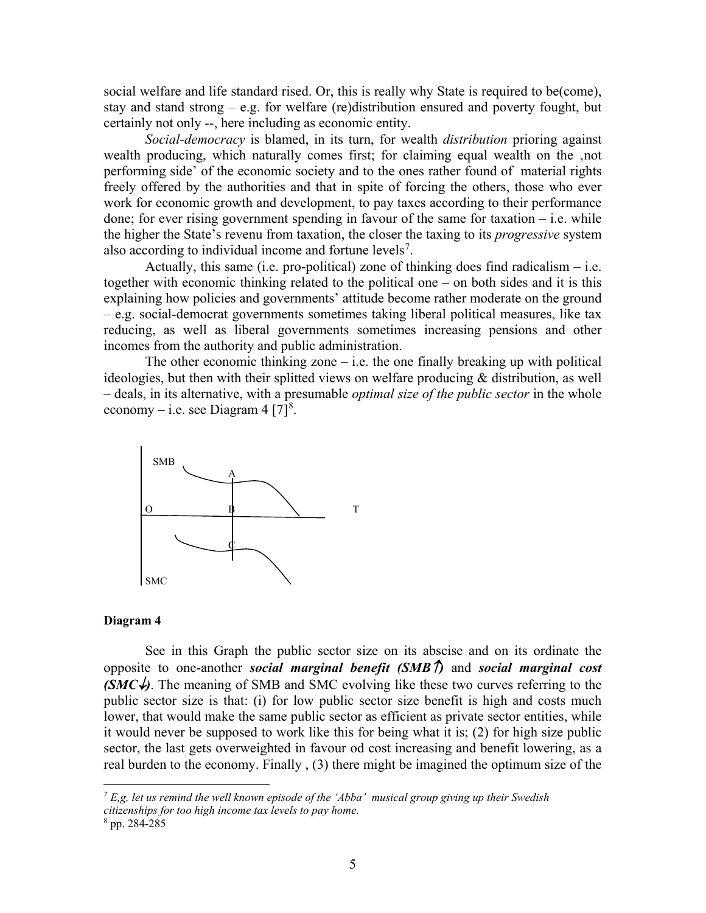social welfare and life standard rised. Or, this is really why State is required to be(come), stay and stand strong – e.g. for welfare (re)distribution ensured and poverty fought, but certainly not only --, here including as economic entity.

*Social-democracy* is blamed, in its turn, for wealth *distribution* prioring against wealth producing, which naturally comes first; for claiming equal wealth on the ‚not performing side' of the economic society and to the ones rather found of material rights freely offered by the authorities and that in spite of forcing the others, those who ever work for economic growth and development, to pay taxes according to their performance done; for ever rising government spending in favour of the same for taxation – i.e. while the higher the State's revenu from taxation, the closer the taxing to its *progressive* system also according to individual income and fortune levels[7].

Actually, this same (i.e. pro-political) zone of thinking does find radicalism – i.e. together with economic thinking related to the political one – on both sides and it is this explaining how policies and governments' attitude become rather moderate on the ground – e.g. social-democrat governments sometimes taking liberal political measures, like tax reducing, as well as liberal governments sometimes increasing pensions and other incomes from the authority and public administration.

The other economic thinking zone – i.e. the one finally breaking up with political ideologies, but then with their splitted views on welfare producing & distribution, as well – deals, in its alternative, with a presumable *optimal size of the public sector* in the whole economy – i.e. see Diagram 4 [7][8].

SMB

A

O B T

C

SMC

**Diagram 4**

See in this Graph the public sector size on its abscise and on its ordinate the opposite to one-another ***social marginal benefit (SMB↑)*** and ***social marginal cost (SMC↓)***. The meaning of SMB and SMC evolving like these two curves referring to the public sector size is that: (i) for low public sector size benefit is high and costs much lower, that would make the same public sector as efficient as private sector entities, while it would never be supposed to work like this for being what it is; (2) for high size public sector, the last gets overweighted in favour od cost increasing and benefit lowering, as a real burden to the economy. Finally , (3) there might be imagined the optimum size of the

---

[7] *E,g, let us remind the well known episode of the 'Abba' musical group giving up their Swedish citizenships for too high income tax levels to pay home.*

[8] pp. 284-285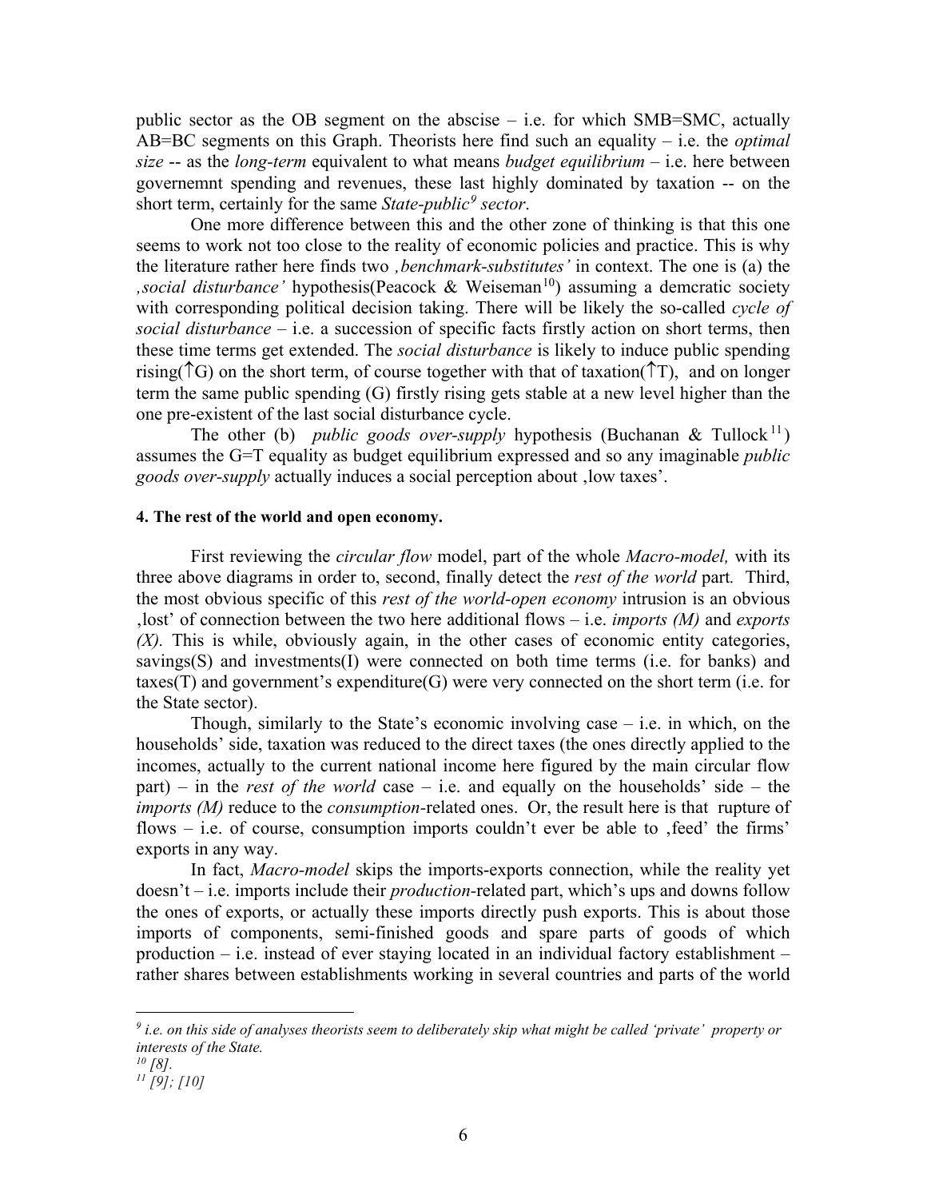public sector as the OB segment on the abscise – i.e. for which SMB=SMC, actually AB=BC segments on this Graph. Theorists here find such an equality – i.e. the *optimal size* -- as the *long-term* equivalent to what means *budget equilibrium* – i.e. here between governemnt spending and revenues, these last highly dominated by taxation -- on the short term, certainly for the same *State-public*[9] *sector*.

One more difference between this and the other zone of thinking is that this one seems to work not too close to the reality of economic policies and practice. This is why the literature rather here finds two *‚benchmark-substitutes'* in context. The one is (a) the *‚social disturbance'* hypothesis(Peacock & Weiseman[10]) assuming a demcratic society with corresponding political decision taking. There will be likely the so-called *cycle of social disturbance* – i.e. a succession of specific facts firstly action on short terms, then these time terms get extended. The *social disturbance* is likely to induce public spending rising($\uparrow$G) on the short term, of course together with that of taxation($\uparrow$T), and on longer term the same public spending (G) firstly rising gets stable at a new level higher than the one pre-existent of the last social disturbance cycle.

The other (b) *public goods over-supply* hypothesis (Buchanan & Tullock[11]) assumes the G=T equality as budget equilibrium expressed and so any imaginable *public goods over-supply* actually induces a social perception about ‚low taxes'.

#### 4. The rest of the world and open economy.

First reviewing the *circular flow* model, part of the whole *Macro-model,* with its three above diagrams in order to, second, finally detect the *rest of the world* part*.* Third, the most obvious specific of this *rest of the world-open economy* intrusion is an obvious ‚lost' of connection between the two here additional flows – i.e. *imports (M)* and *exports (X).* This is while, obviously again, in the other cases of economic entity categories, savings(S) and investments(I) were connected on both time terms (i.e. for banks) and taxes(T) and government's expenditure(G) were very connected on the short term (i.e. for the State sector).

Though, similarly to the State's economic involving case – i.e. in which, on the households' side, taxation was reduced to the direct taxes (the ones directly applied to the incomes, actually to the current national income here figured by the main circular flow part) – in the *rest of the world* case – i.e. and equally on the households' side – the *imports (M)* reduce to the *consumption*-related ones. Or, the result here is that rupture of flows – i.e. of course, consumption imports couldn't ever be able to ‚feed' the firms' exports in any way.

In fact, *Macro-model* skips the imports-exports connection, while the reality yet doesn't – i.e. imports include their *production*-related part, which's ups and downs follow the ones of exports, or actually these imports directly push exports. This is about those imports of components, semi-finished goods and spare parts of goods of which production – i.e. instead of ever staying located in an individual factory establishment – rather shares between establishments working in several countries and parts of the world

---

*[9] i.e. on this side of analyses theorists seem to deliberately skip what might be called 'private' property or interests of the State.*

*[10] [8].*

*[11] [9]; [10]*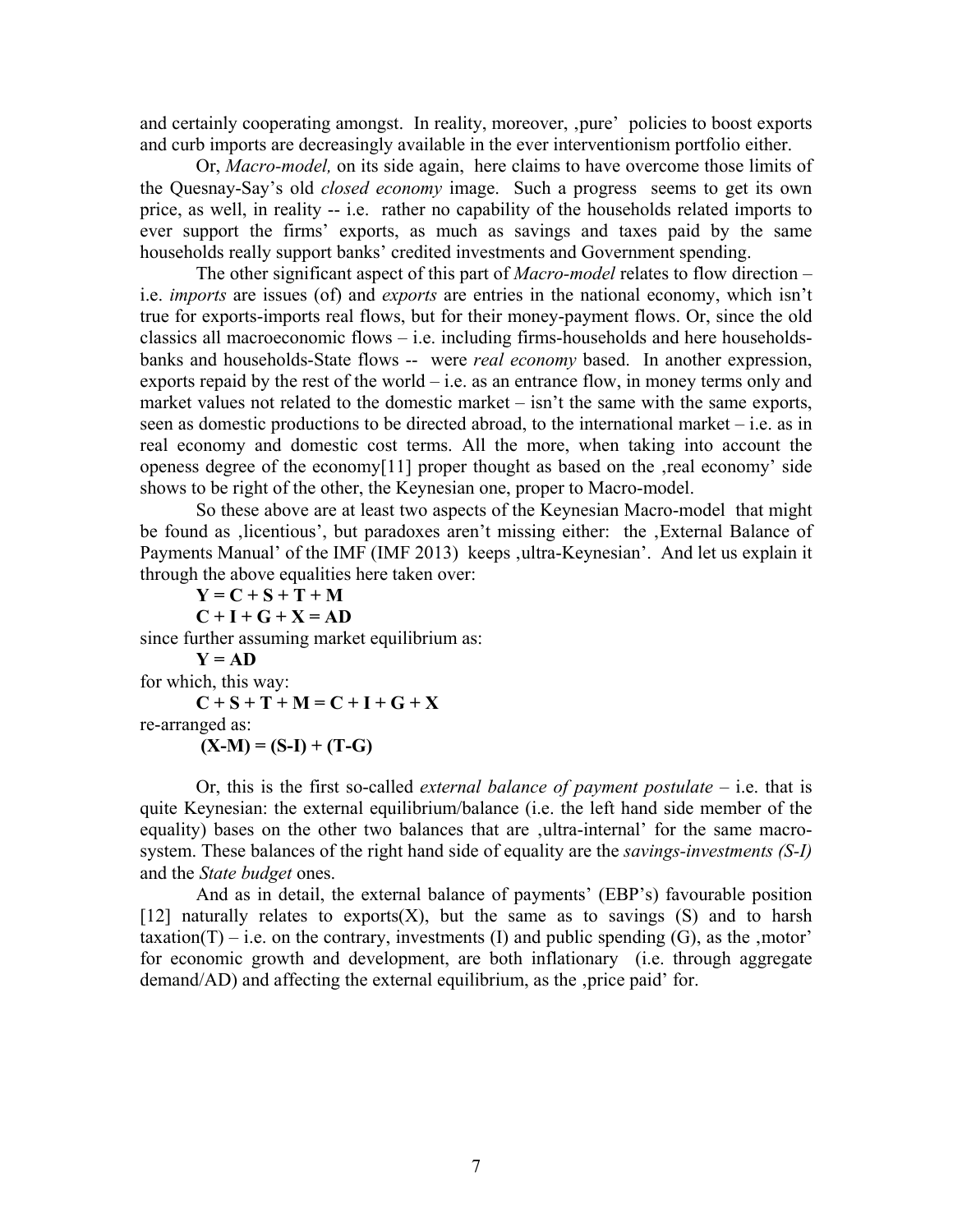and certainly cooperating amongst. In reality, moreover, ‚pure' policies to boost exports and curb imports are decreasingly available in the ever interventionism portfolio either.

Or, *Macro-model,* on its side again, here claims to have overcome those limits of the Quesnay-Say's old *closed economy* image. Such a progress seems to get its own price, as well, in reality -- i.e. rather no capability of the households related imports to ever support the firms' exports, as much as savings and taxes paid by the same households really support banks' credited investments and Government spending.

The other significant aspect of this part of *Macro-model* relates to flow direction – i.e. *imports* are issues (of) and *exports* are entries in the national economy, which isn't true for exports-imports real flows, but for their money-payment flows. Or, since the old classics all macroeconomic flows – i.e. including firms-households and here households-banks and households-State flows -- were *real economy* based. In another expression, exports repaid by the rest of the world – i.e. as an entrance flow, in money terms only and market values not related to the domestic market – isn't the same with the same exports, seen as domestic productions to be directed abroad, to the international market – i.e. as in real economy and domestic cost terms. All the more, when taking into account the openess degree of the economy[11] proper thought as based on the ‚real economy' side shows to be right of the other, the Keynesian one, proper to Macro-model.

So these above are at least two aspects of the Keynesian Macro-model that might be found as ‚licentious', but paradoxes aren't missing either: the ‚External Balance of Payments Manual' of the IMF (IMF 2013) keeps ‚ultra-Keynesian'. And let us explain it through the above equalities here taken over:

$$\mathbf{Y = C + S + T + M}$$

$$\mathbf{C + I + G + X = AD}$$

since further assuming market equilibrium as:

$$\mathbf{Y = AD}$$

for which, this way:

$$\mathbf{C + S + T + M = C + I + G + X}$$

re-arranged as:

$$\mathbf{(X\text{-}M) = (S\text{-}I) + (T\text{-}G)}$$

Or, this is the first so-called *external balance of payment postulate* – i.e. that is quite Keynesian: the external equilibrium/balance (i.e. the left hand side member of the equality) bases on the other two balances that are ‚ultra-internal' for the same macro-system. These balances of the right hand side of equality are the *savings-investments (S-I)* and the *State budget* ones.

And as in detail, the external balance of payments' (EBP's) favourable position [12] naturally relates to exports(X), but the same as to savings (S) and to harsh taxation(T) – i.e. on the contrary, investments (I) and public spending (G), as the ‚motor' for economic growth and development, are both inflationary (i.e. through aggregate demand/AD) and affecting the external equilibrium, as the ‚price paid' for.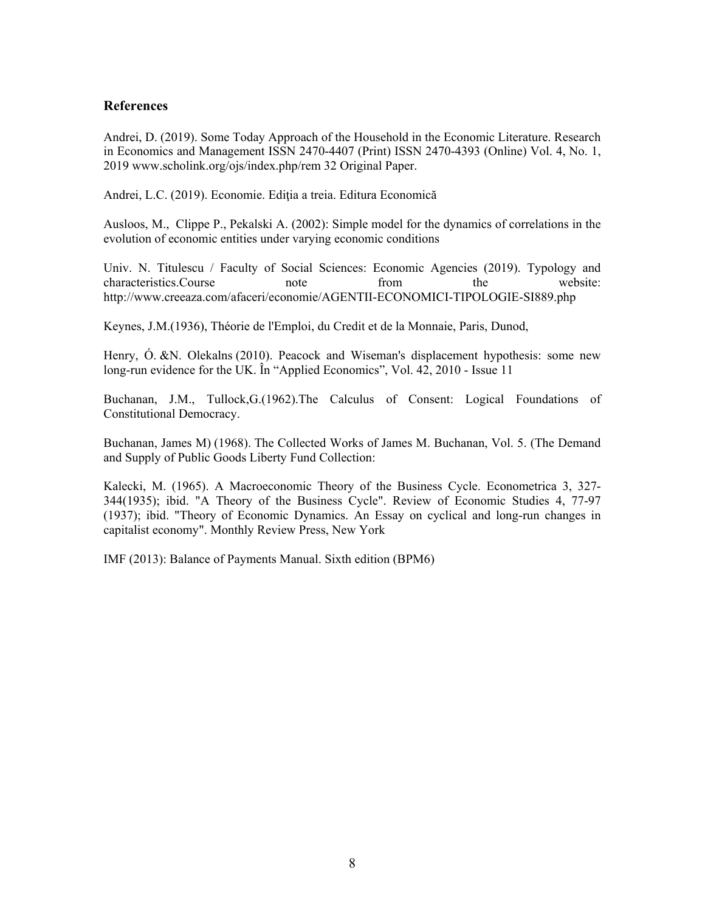## References

Andrei, D. (2019). Some Today Approach of the Household in the Economic Literature. Research in Economics and Management ISSN 2470-4407 (Print) ISSN 2470-4393 (Online) Vol. 4, No. 1, 2019 www.scholink.org/ojs/index.php/rem 32 Original Paper.

Andrei, L.C. (2019). Economie. Ediţia a treia. Editura Economică

Ausloos, M., Clippe P., Pekalski A. (2002): Simple model for the dynamics of correlations in the evolution of economic entities under varying economic conditions

Univ. N. Titulescu / Faculty of Social Sciences: Economic Agencies (2019). Typology and characteristics.Course note from the website: http://www.creeaza.com/afaceri/economie/AGENTII-ECONOMICI-TIPOLOGIE-SI889.php

Keynes, J.M.(1936), Théorie de l'Emploi, du Credit et de la Monnaie, Paris, Dunod,

Henry, Ó. &N. Olekalns (2010). Peacock and Wiseman's displacement hypothesis: some new long-run evidence for the UK. În "Applied Economics", Vol. 42, 2010 - Issue 11

Buchanan, J.M., Tullock,G.(1962).The Calculus of Consent: Logical Foundations of Constitutional Democracy.

Buchanan, James M) (1968). The Collected Works of James M. Buchanan, Vol. 5. (The Demand and Supply of Public Goods Liberty Fund Collection:

Kalecki, M. (1965). A Macroeconomic Theory of the Business Cycle. Econometrica 3, 327-344(1935); ibid. "A Theory of the Business Cycle". Review of Economic Studies 4, 77-97 (1937); ibid. "Theory of Economic Dynamics. An Essay on cyclical and long-run changes in capitalist economy". Monthly Review Press, New York

IMF (2013): Balance of Payments Manual. Sixth edition (BPM6)